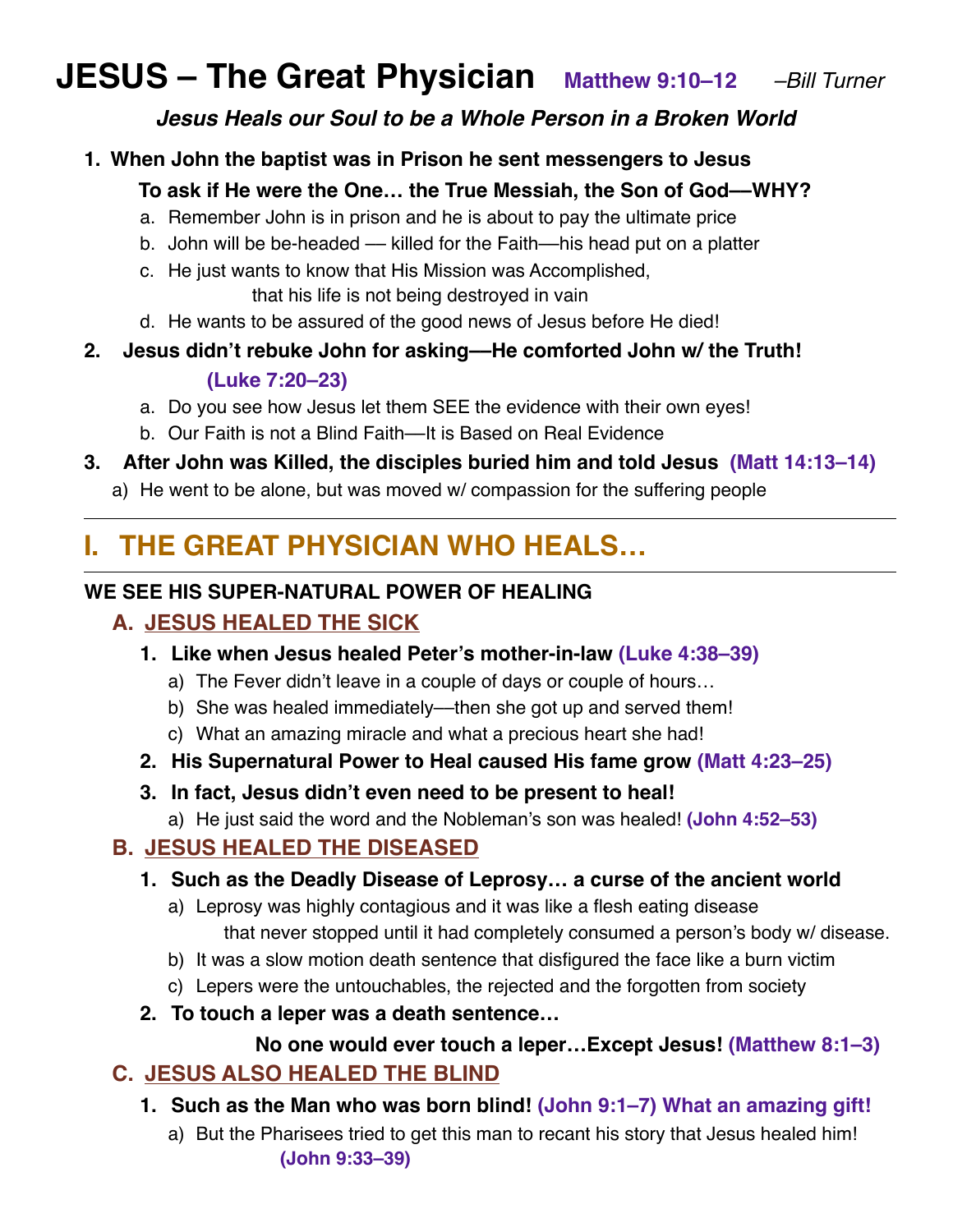# JESUS – The Great Physician **Matthew 9:10–12** *–Bill Turner*

***Jesus Heals our Soul to be a Whole Person in a Broken World***

1. **When John the baptist was in Prison he sent messengers to Jesus**

   **To ask if He were the One… the True Messiah, the Son of God—WHY?**

   a. Remember John is in prison and he is about to pay the ultimate price
   b. John will be be-headed — killed for the Faith—his head put on a platter
   c. He just wants to know that His Mission was Accomplished,
      that his life is not being destroyed in vain
   d. He wants to be assured of the good news of Jesus before He died!

2. **Jesus didn't rebuke John for asking—He comforted John w/ the Truth!**

   **(Luke 7:20–23)**

   a. Do you see how Jesus let them SEE the evidence with their own eyes!
   b. Our Faith is not a Blind Faith—It is Based on Real Evidence

3. **After John was Killed, the disciples buried him and told Jesus (Matt 14:13–14)**

   a) He went to be alone, but was moved w/ compassion for the suffering people

---

## I. THE GREAT PHYSICIAN WHO HEALS…

---

**WE SEE HIS SUPER-NATURAL POWER OF HEALING**

### A. JESUS HEALED THE SICK

1. **Like when Jesus healed Peter's mother-in-law (Luke 4:38–39)**
   a) The Fever didn't leave in a couple of days or couple of hours…
   b) She was healed immediately—then she got up and served them!
   c) What an amazing miracle and what a precious heart she had!
2. **His Supernatural Power to Heal caused His fame grow (Matt 4:23–25)**
3. **In fact, Jesus didn't even need to be present to heal!**
   a) He just said the word and the Nobleman's son was healed! **(John 4:52–53)**

### B. JESUS HEALED THE DISEASED

1. **Such as the Deadly Disease of Leprosy… a curse of the ancient world**
   a) Leprosy was highly contagious and it was like a flesh eating disease
      that never stopped until it had completely consumed a person's body w/ disease.
   b) It was a slow motion death sentence that disfigured the face like a burn victim
   c) Lepers were the untouchables, the rejected and the forgotten from society
2. **To touch a leper was a death sentence…**

   **No one would ever touch a leper…Except Jesus! (Matthew 8:1–3)**

### C. JESUS ALSO HEALED THE BLIND

1. **Such as the Man who was born blind! (John 9:1–7) What an amazing gift!**
   a) But the Pharisees tried to get this man to recant his story that Jesus healed him!
      **(John 9:33–39)**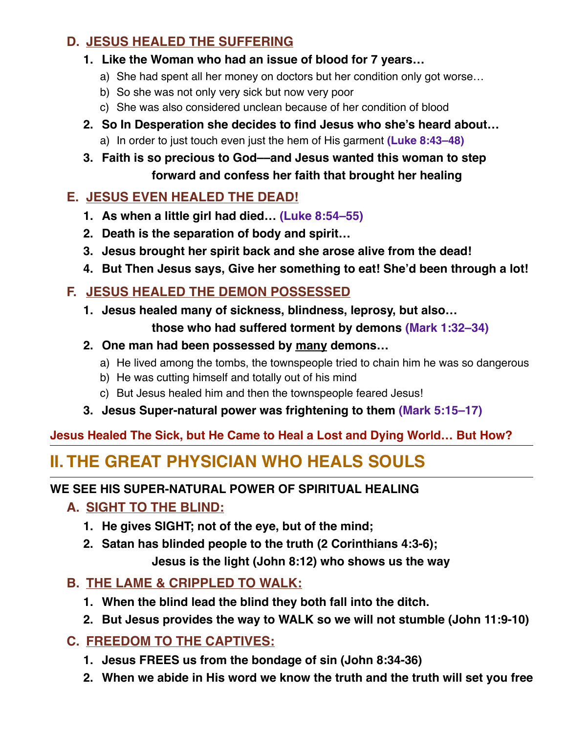### D. JESUS HEALED THE SUFFERING

1. **Like the Woman who had an issue of blood for 7 years…**
   a) She had spent all her money on doctors but her condition only got worse…
   b) So she was not only very sick but now very poor
   c) She was also considered unclean because of her condition of blood
2. **So In Desperation she decides to find Jesus who she's heard about…**
   a) In order to just touch even just the hem of His garment **(Luke 8:43–48)**
3. **Faith is so precious to God—and Jesus wanted this woman to step forward and confess her faith that brought her healing**

### E. JESUS EVEN HEALED THE DEAD!

1. **As when a little girl had died… (Luke 8:54–55)**
2. **Death is the separation of body and spirit…**
3. **Jesus brought her spirit back and she arose alive from the dead!**
4. **But Then Jesus says, Give her something to eat! She'd been through a lot!**

### F. JESUS HEALED THE DEMON POSSESSED

1. **Jesus healed many of sickness, blindness, leprosy, but also… those who had suffered torment by demons (Mark 1:32–34)**
2. **One man had been possessed by <u>many</u> demons…**
   a) He lived among the tombs, the townspeople tried to chain him he was so dangerous
   b) He was cutting himself and totally out of his mind
   c) But Jesus healed him and then the townspeople feared Jesus!
3. **Jesus Super-natural power was frightening to them (Mark 5:15–17)**

**Jesus Healed The Sick, but He Came to Heal a Lost and Dying World… But How?**

---

## II. THE GREAT PHYSICIAN WHO HEALS SOULS

---

**WE SEE HIS SUPER-NATURAL POWER OF SPIRITUAL HEALING**

### A. SIGHT TO THE BLIND:

1. **He gives SIGHT; not of the eye, but of the mind;**
2. **Satan has blinded people to the truth (2 Corinthians 4:3-6); Jesus is the light (John 8:12) who shows us the way**

### B. THE LAME & CRIPPLED TO WALK:

1. **When the blind lead the blind they both fall into the ditch.**
2. **But Jesus provides the way to WALK so we will not stumble (John 11:9-10)**

### C. FREEDOM TO THE CAPTIVES:

1. **Jesus FREES us from the bondage of sin (John 8:34-36)**
2. **When we abide in His word we know the truth and the truth will set you free**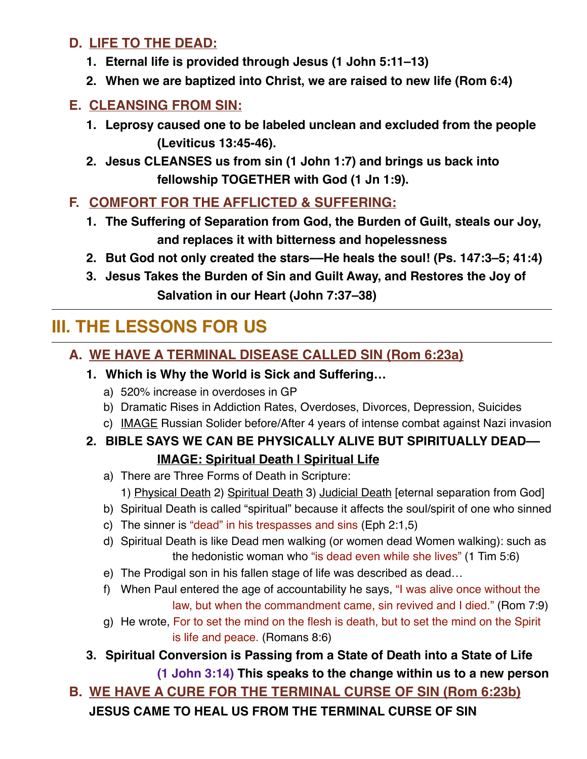### D. LIFE TO THE DEAD:

1. **Eternal life is provided through Jesus (1 John 5:11–13)**
2. **When we are baptized into Christ, we are raised to new life (Rom 6:4)**

### E. CLEANSING FROM SIN:

1. **Leprosy caused one to be labeled unclean and excluded from the people (Leviticus 13:45-46).**
2. **Jesus CLEANSES us from sin (1 John 1:7) and brings us back into fellowship TOGETHER with God (1 Jn 1:9).**

### F. COMFORT FOR THE AFFLICTED & SUFFERING:

1. **The Suffering of Separation from God, the Burden of Guilt, steals our Joy, and replaces it with bitterness and hopelessness**
2. **But God not only created the stars––He heals the soul! (Ps. 147:3–5; 41:4)**
3. **Jesus Takes the Burden of Sin and Guilt Away, and Restores the Joy of Salvation in our Heart (John 7:37–38)**

---

## III. THE LESSONS FOR US

---

### A. WE HAVE A TERMINAL DISEASE CALLED SIN (Rom 6:23a)

1. **Which is Why the World is Sick and Suffering…**
   a) 520% increase in overdoses in GP
   b) Dramatic Rises in Addiction Rates, Overdoses, Divorces, Depression, Suicides
   c) IMAGE Russian Solider before/After 4 years of intense combat against Nazi invasion
2. **BIBLE SAYS WE CAN BE PHYSICALLY ALIVE BUT SPIRITUALLY DEAD–– IMAGE: Spiritual Death | Spiritual Life**
   a) There are Three Forms of Death in Scripture:
      1) Physical Death 2) Spiritual Death 3) Judicial Death [eternal separation from God]
   b) Spiritual Death is called "spiritual" because it affects the soul/spirit of one who sinned
   c) The sinner is "dead" in his trespasses and sins (Eph 2:1,5)
   d) Spiritual Death is like Dead men walking (or women dead Women walking): such as the hedonistic woman who "is dead even while she lives" (1 Tim 5:6)
   e) The Prodigal son in his fallen stage of life was described as dead…
   f) When Paul entered the age of accountability he says, "I was alive once without the law, but when the commandment came, sin revived and I died." (Rom 7:9)
   g) He wrote, For to set the mind on the flesh is death, but to set the mind on the Spirit is life and peace. (Romans 8:6)
3. **Spiritual Conversion is Passing from a State of Death into a State of Life (1 John 3:14) This speaks to the change within us to a new person**

### B. WE HAVE A CURE FOR THE TERMINAL CURSE OF SIN (Rom 6:23b)

**JESUS CAME TO HEAL US FROM THE TERMINAL CURSE OF SIN**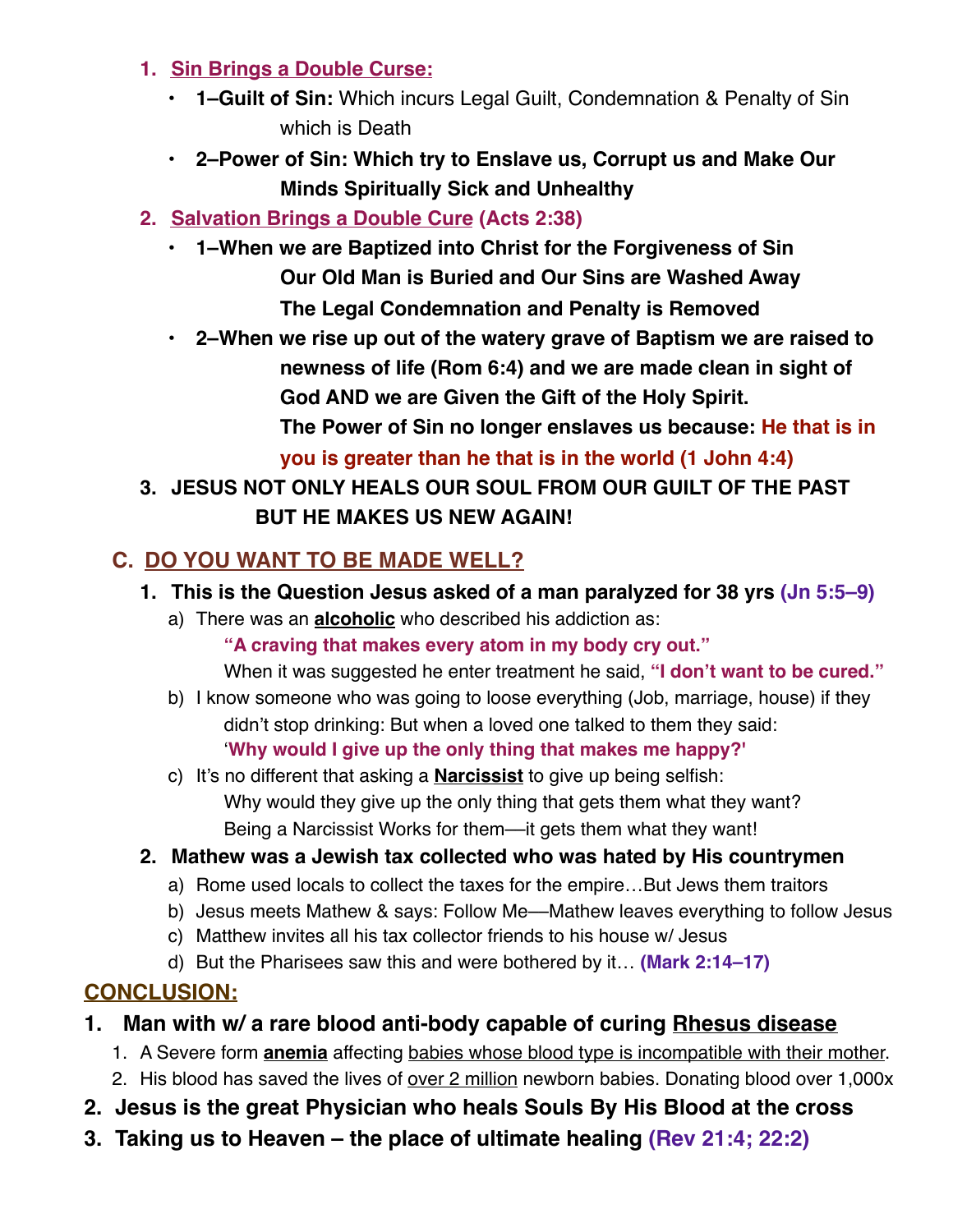1. **Sin Brings a Double Curse:**
   - **1–Guilt of Sin:** Which incurs Legal Guilt, Condemnation & Penalty of Sin which is Death
   - **2–Power of Sin: Which try to Enslave us, Corrupt us and Make Our Minds Spiritually Sick and Unhealthy**
2. **Salvation Brings a Double Cure (Acts 2:38)**
   - **1–When we are Baptized into Christ for the Forgiveness of Sin Our Old Man is Buried and Our Sins are Washed Away The Legal Condemnation and Penalty is Removed**
   - **2–When we rise up out of the watery grave of Baptism we are raised to newness of life (Rom 6:4) and we are made clean in sight of God AND we are Given the Gift of the Holy Spirit. The Power of Sin no longer enslaves us because: He that is in you is greater than he that is in the world (1 John 4:4)**
3. **JESUS NOT ONLY HEALS OUR SOUL FROM OUR GUILT OF THE PAST BUT HE MAKES US NEW AGAIN!**

## C. DO YOU WANT TO BE MADE WELL?

1. **This is the Question Jesus asked of a man paralyzed for 38 yrs (Jn 5:5–9)**
   a) There was an **alcoholic** who described his addiction as:
      **"A craving that makes every atom in my body cry out."**
      When it was suggested he enter treatment he said, **"I don't want to be cured."**
   b) I know someone who was going to loose everything (Job, marriage, house) if they didn't stop drinking: But when a loved one talked to them they said:
      **'Why would I give up the only thing that makes me happy?'**
   c) It's no different that asking a **Narcissist** to give up being selfish:
      Why would they give up the only thing that gets them what they want?
      Being a Narcissist Works for them—it gets them what they want!
2. **Mathew was a Jewish tax collected who was hated by His countrymen**
   a) Rome used locals to collect the taxes for the empire…But Jews them traitors
   b) Jesus meets Mathew & says: Follow Me—Mathew leaves everything to follow Jesus
   c) Matthew invites all his tax collector friends to his house w/ Jesus
   d) But the Pharisees saw this and were bothered by it… **(Mark 2:14–17)**

## CONCLUSION:

1. **Man with w/ a rare blood anti-body capable of curing Rhesus disease**
   1. A Severe form **anemia** affecting babies whose blood type is incompatible with their mother.
   2. His blood has saved the lives of over 2 million newborn babies. Donating blood over 1,000x
2. **Jesus is the great Physician who heals Souls By His Blood at the cross**
3. **Taking us to Heaven – the place of ultimate healing (Rev 21:4; 22:2)**